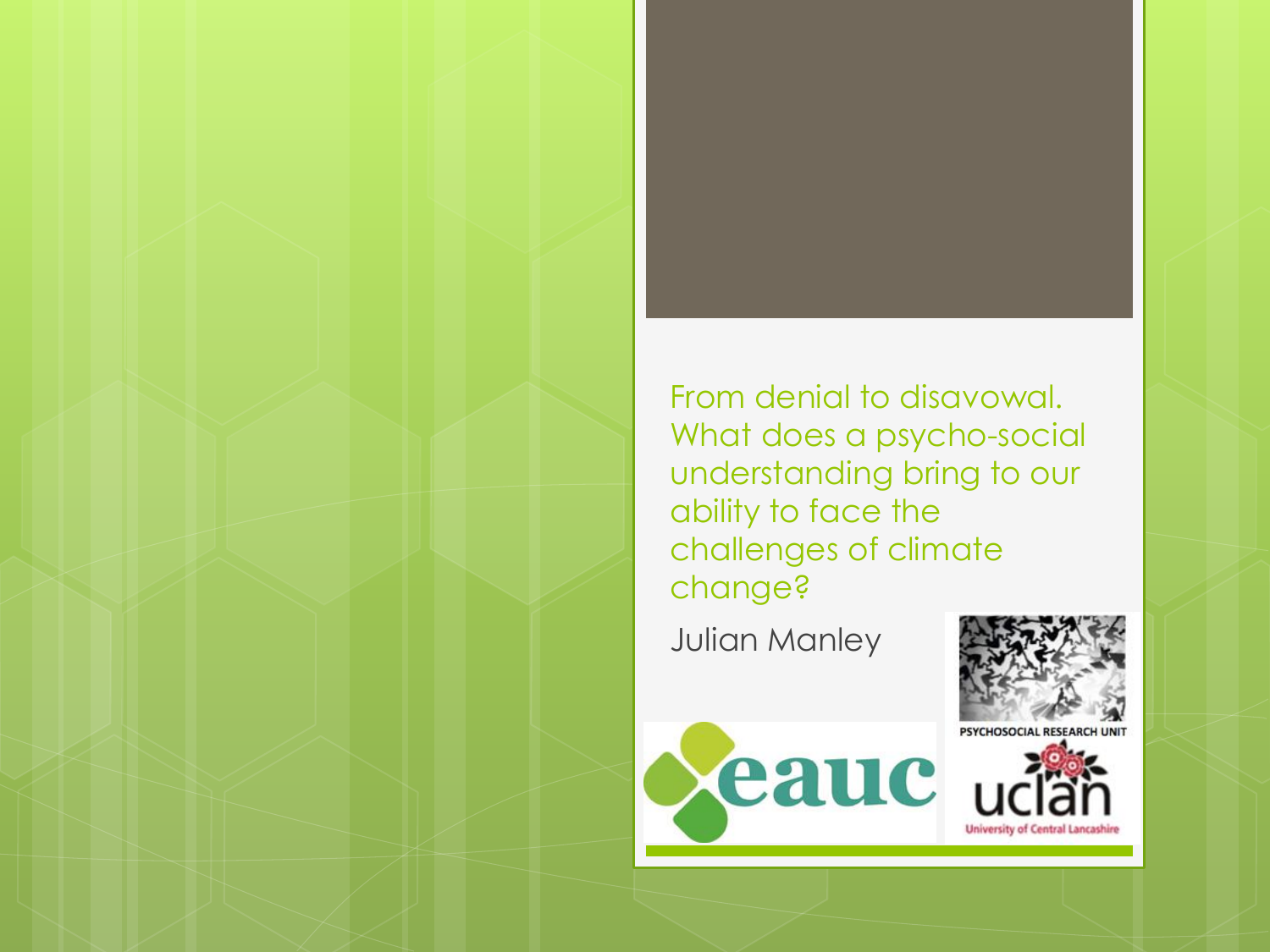# From denial to disavowal. What does a psycho-social understanding bring to our ability to face the challenges of climate change?

Julian Manley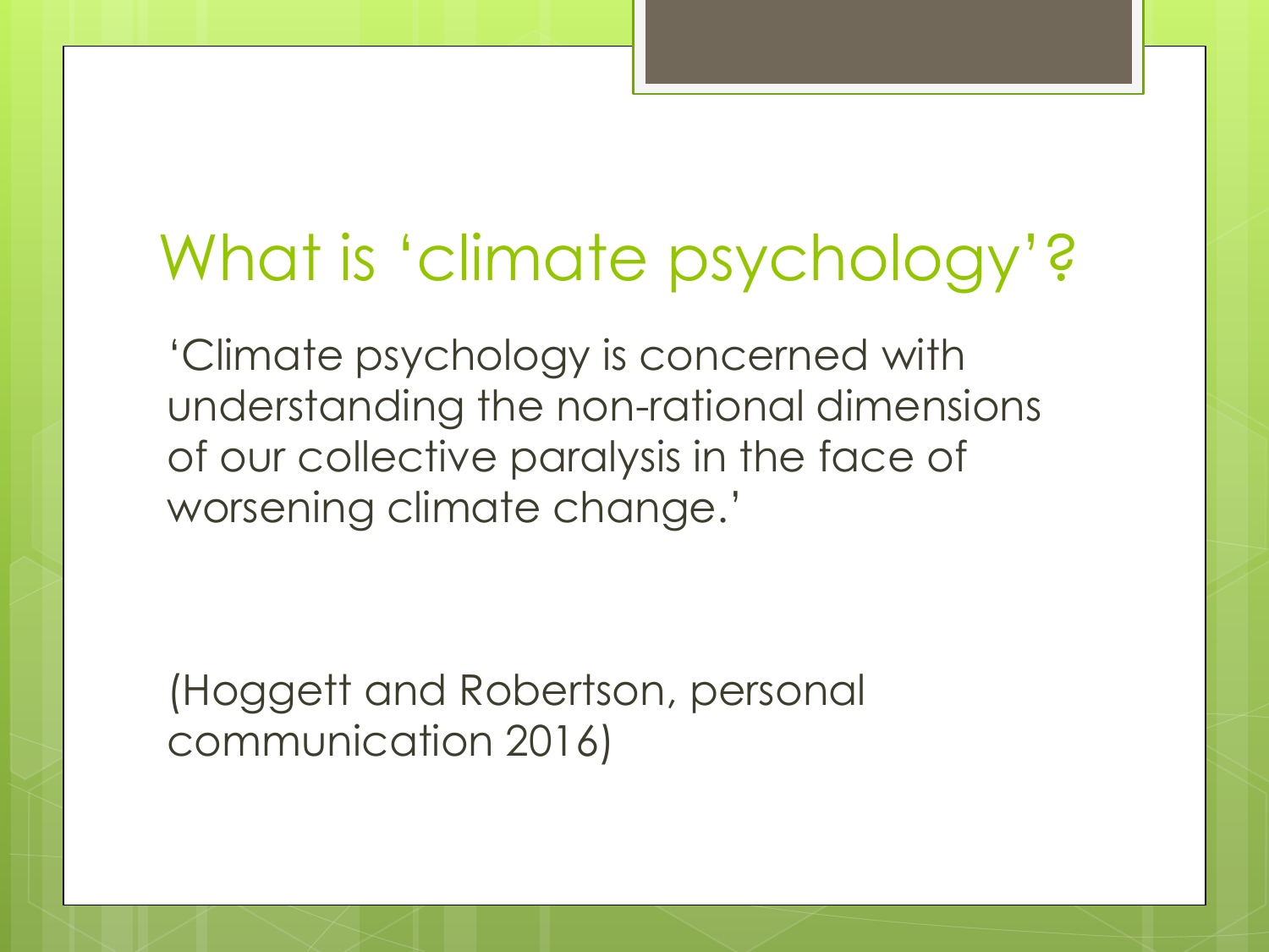# What is 'climate psychology'?

'Climate psychology is concerned with understanding the non-rational dimensions of our collective paralysis in the face of worsening climate change.'

(Hoggett and Robertson, personal communication 2016)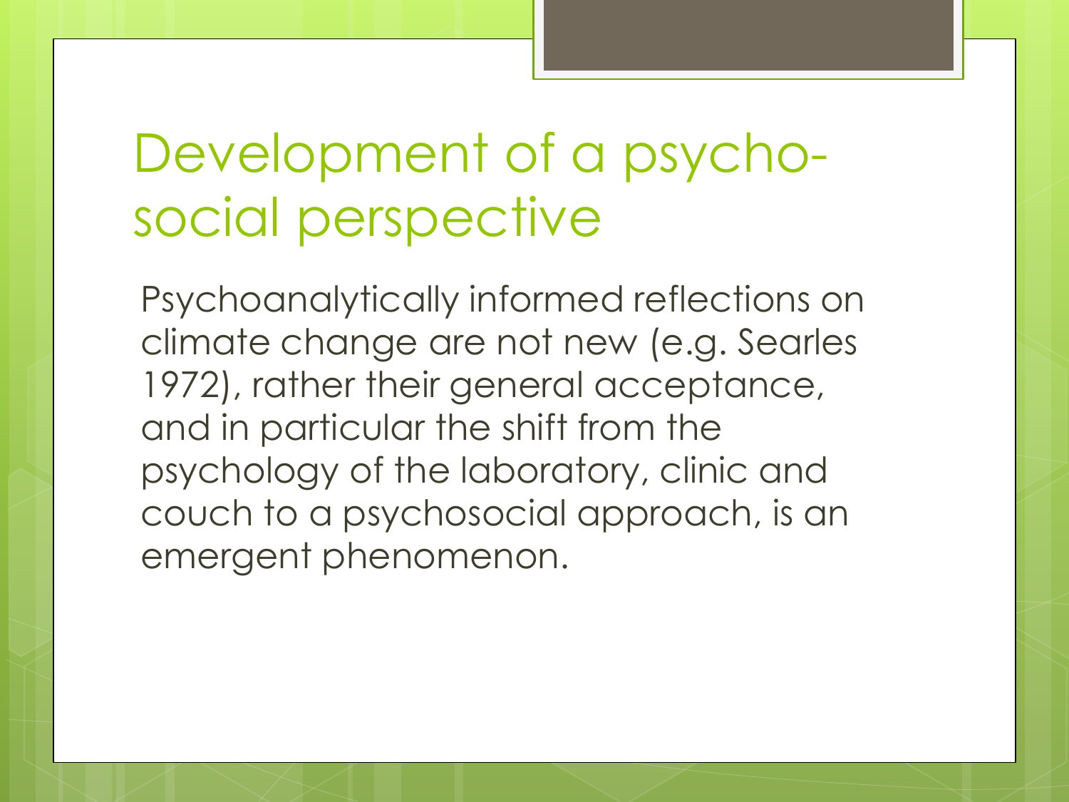# Development of a psycho-social perspective

Psychoanalytically informed reflections on climate change are not new (e.g. Searles 1972), rather their general acceptance, and in particular the shift from the psychology of the laboratory, clinic and couch to a psychosocial approach, is an emergent phenomenon.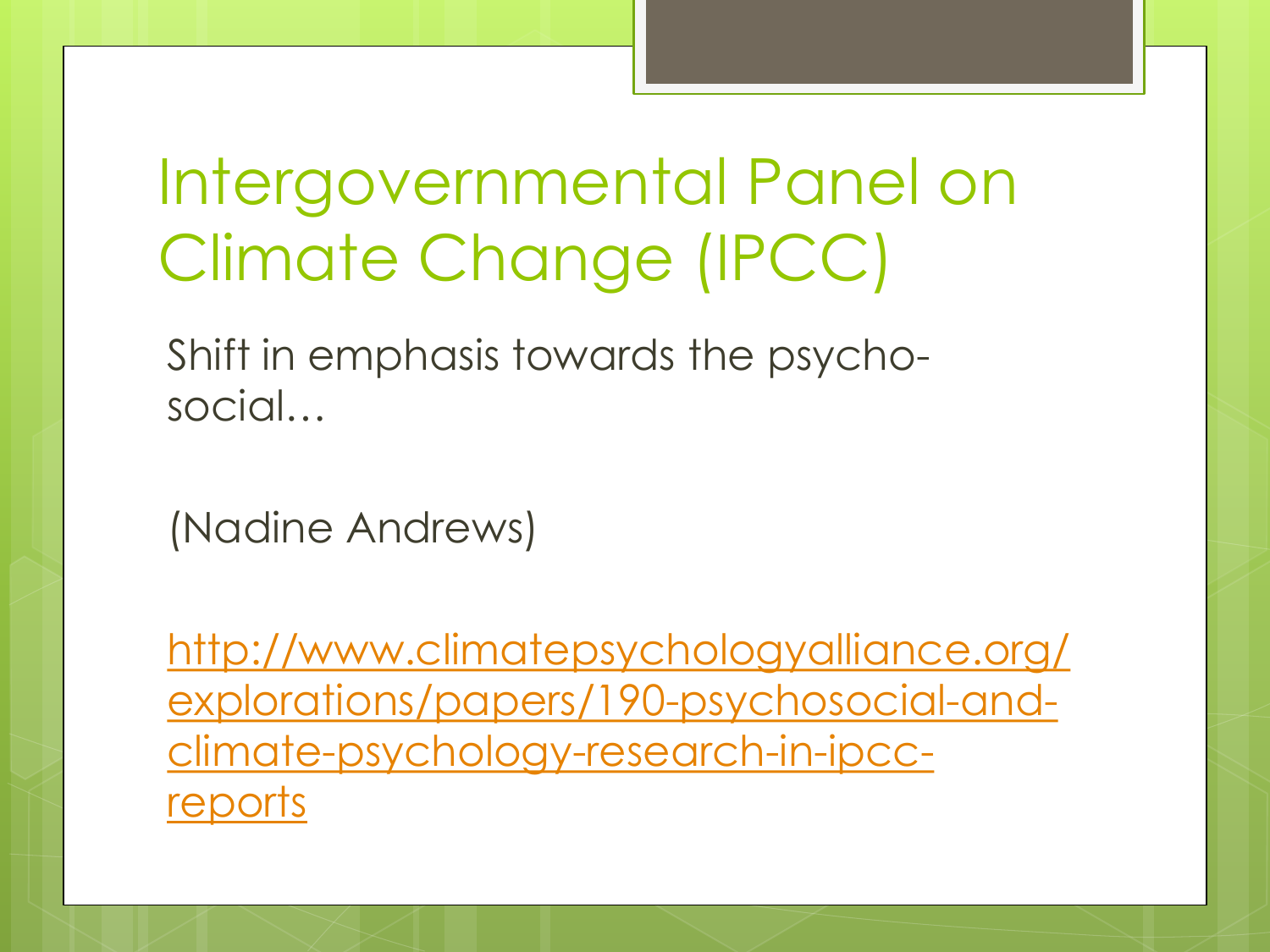# Intergovernmental Panel on Climate Change (IPCC)

Shift in emphasis towards the psycho-social…

(Nadine Andrews)

http://www.climatepsychologyalliance.org/explorations/papers/190-psychosocial-and-climate-psychology-research-in-ipcc-reports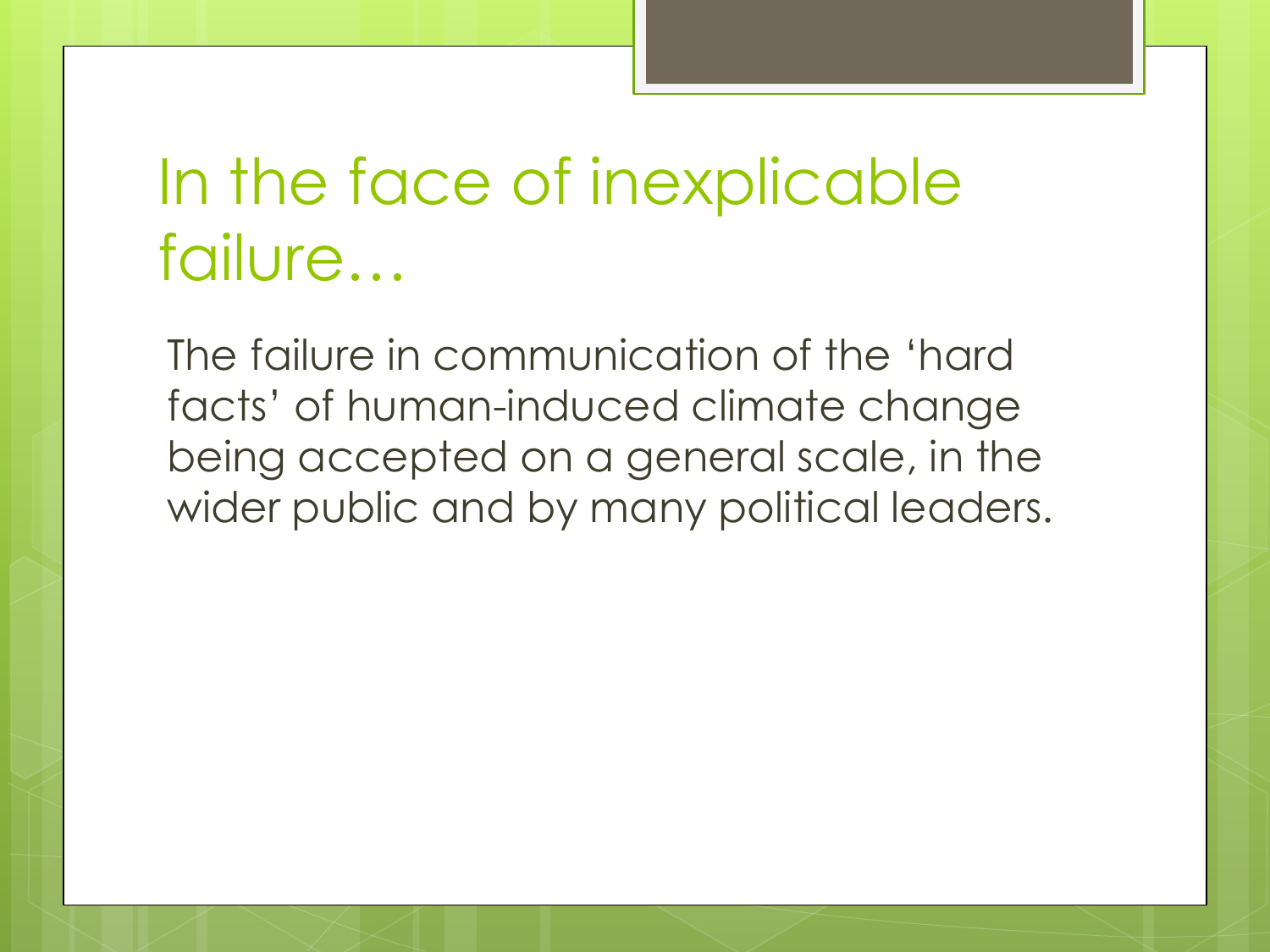# In the face of inexplicable failure…

The failure in communication of the 'hard facts' of human-induced climate change being accepted on a general scale, in the wider public and by many political leaders.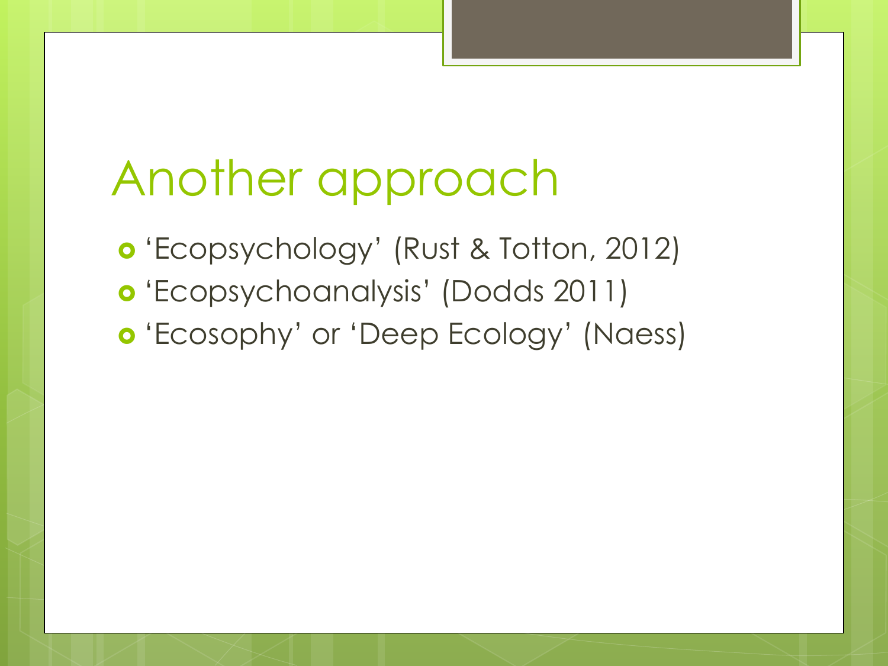# Another approach

- 'Ecopsychology' (Rust & Totton, 2012)
- 'Ecopsychoanalysis' (Dodds 2011)
- 'Ecosophy' or 'Deep Ecology' (Naess)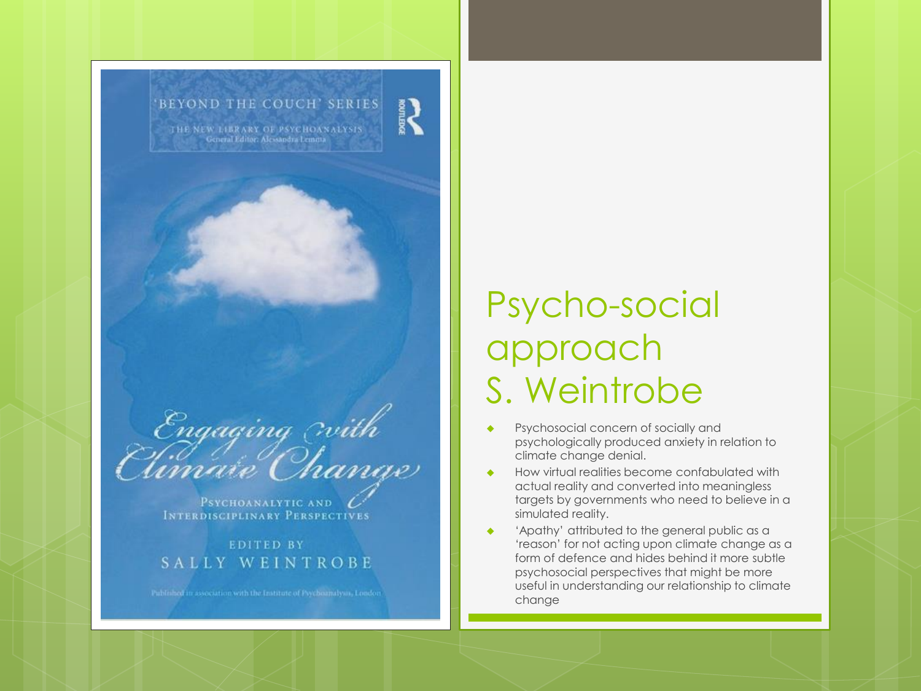# Psycho-social approach S. Weintrobe

- Psychosocial concern of socially and psychologically produced anxiety in relation to climate change denial.
- How virtual realities become confabulated with actual reality and converted into meaningless targets by governments who need to believe in a simulated reality.
- 'Apathy' attributed to the general public as a 'reason' for not acting upon climate change as a form of defence and hides behind it more subtle psychosocial perspectives that might be more useful in understanding our relationship to climate change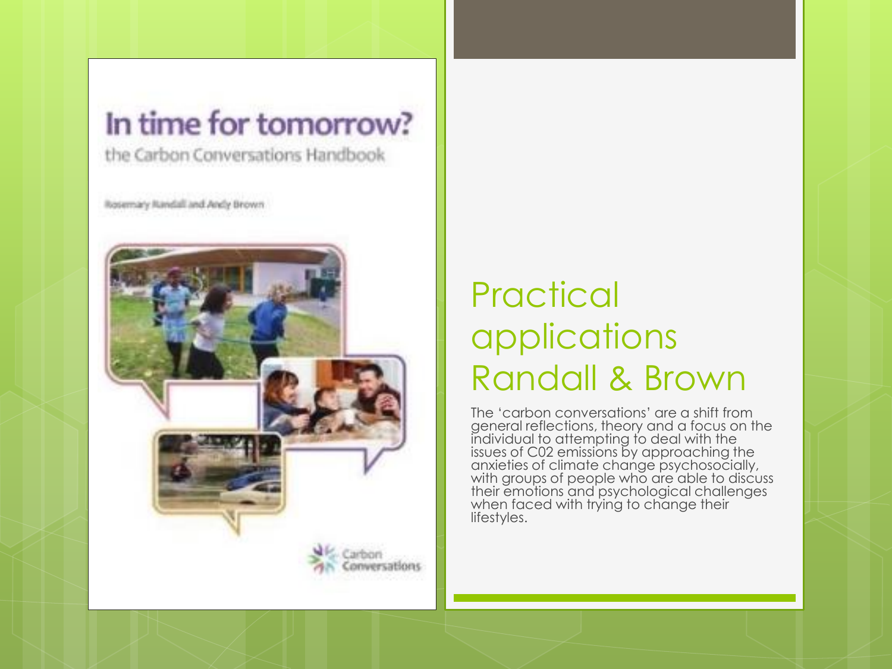# Practical applications Randall & Brown

The 'carbon conversations' are a shift from general reflections, theory and a focus on the individual to attempting to deal with the issues of C02 emissions by approaching the anxieties of climate change psychosocially, with groups of people who are able to discuss their emotions and psychological challenges when faced with trying to change their lifestyles.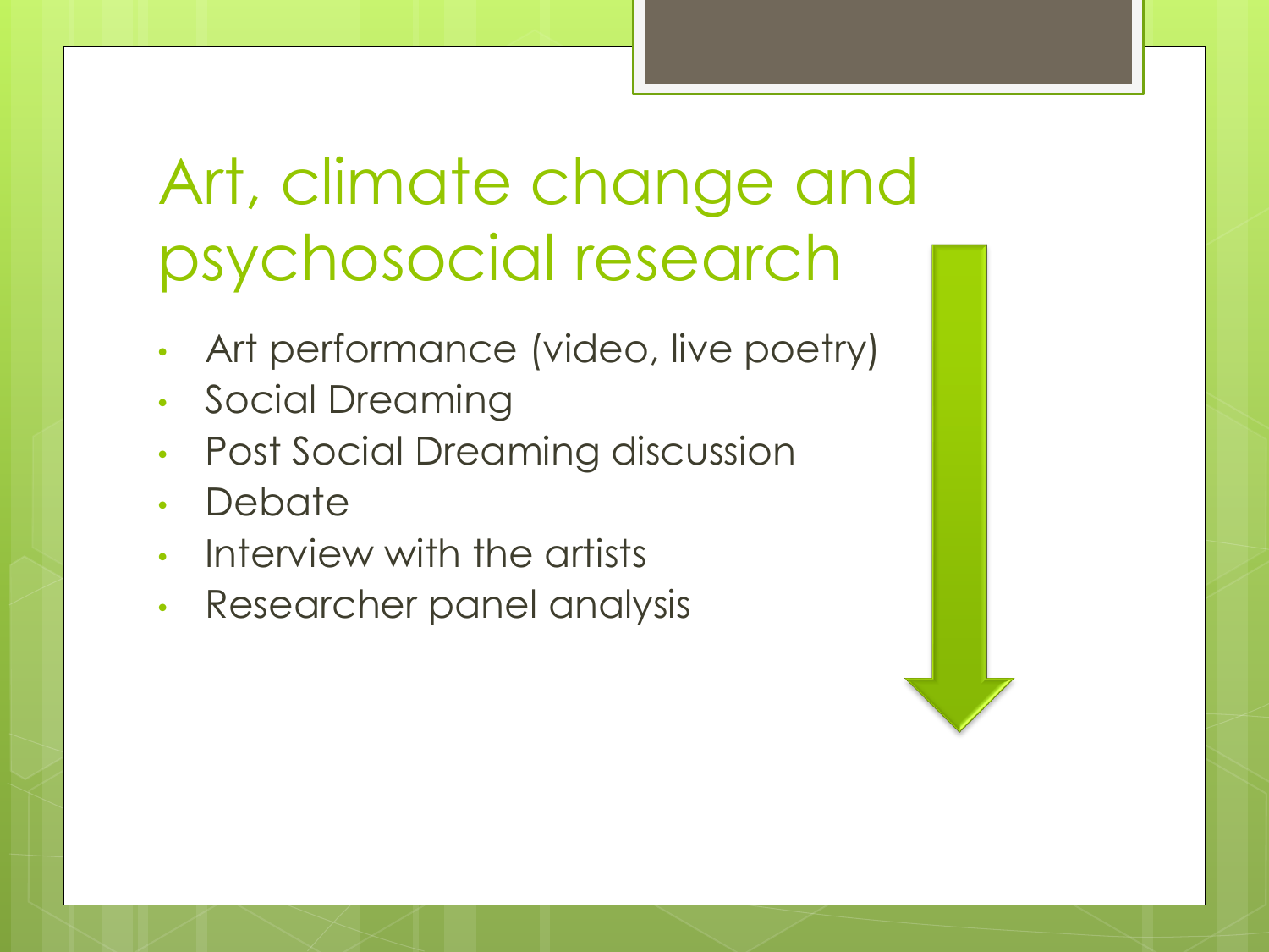# Art, climate change and psychosocial research

- Art performance (video, live poetry)
- Social Dreaming
- Post Social Dreaming discussion
- Debate
- Interview with the artists
- Researcher panel analysis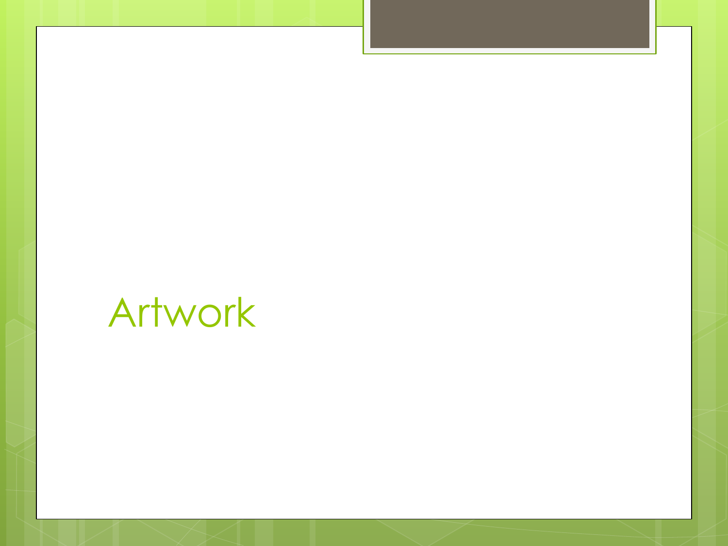# Artwork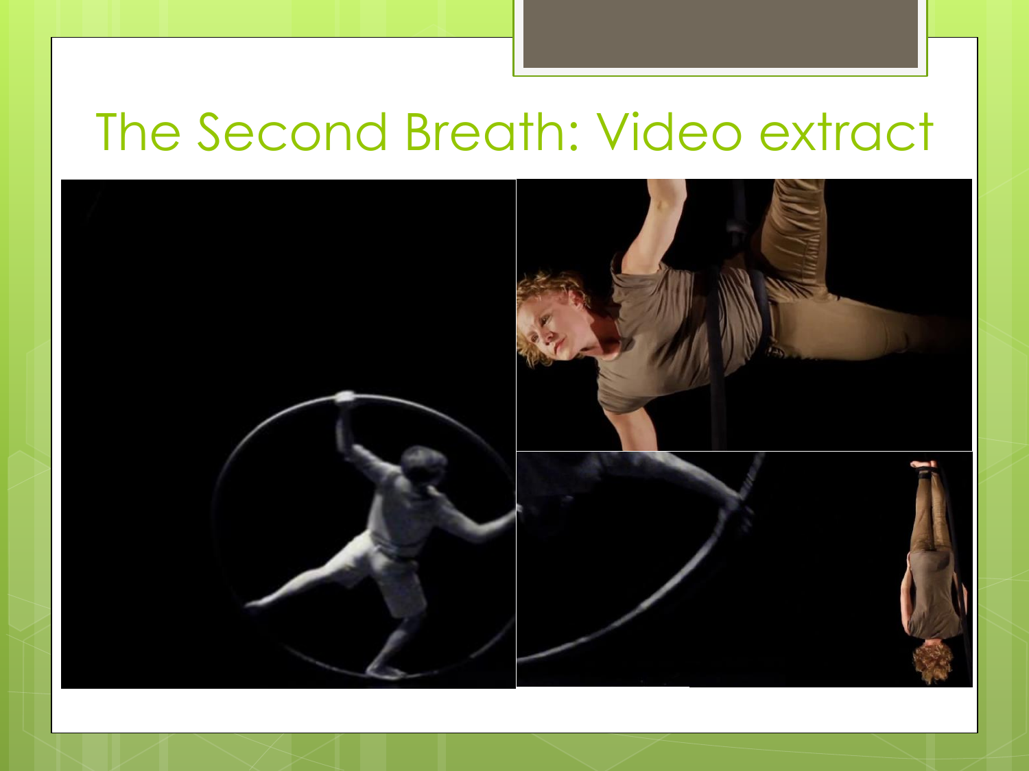# The Second Breath: Video extract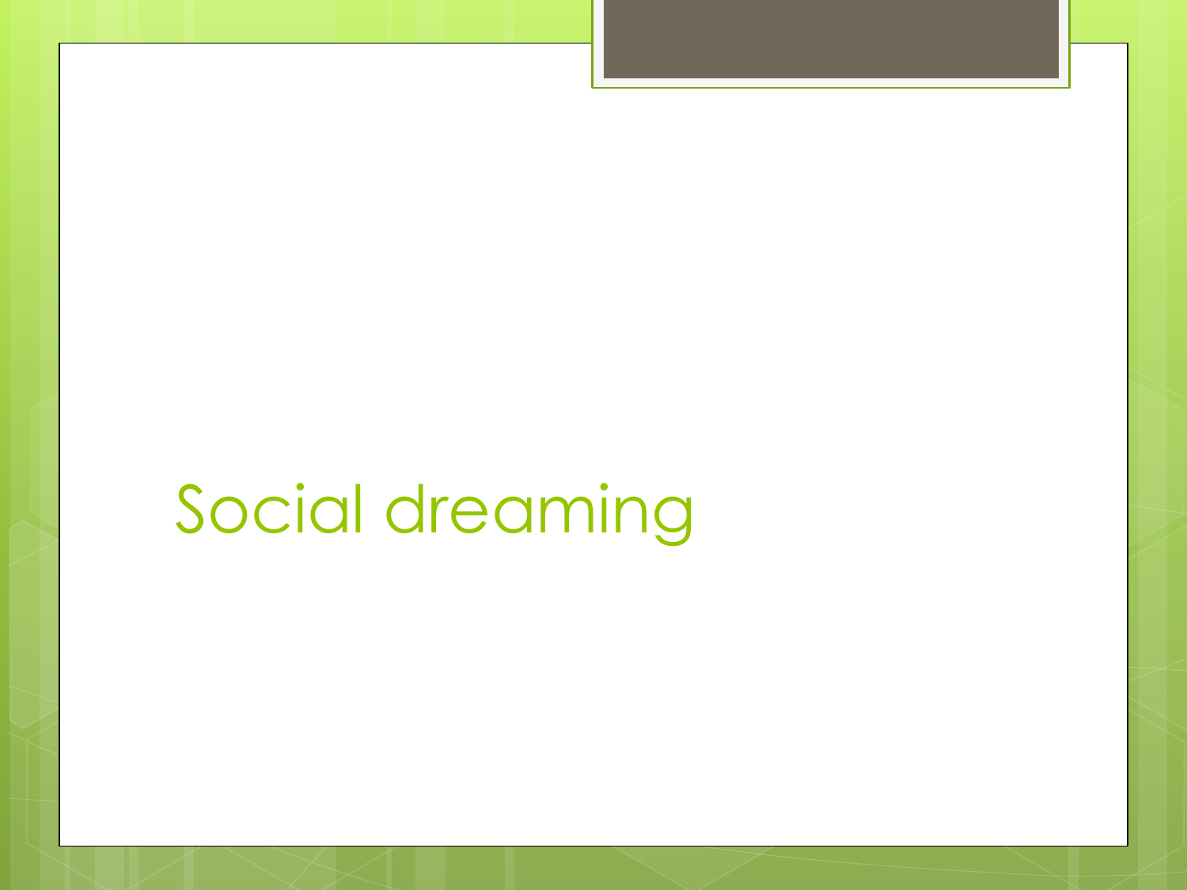# Social dreaming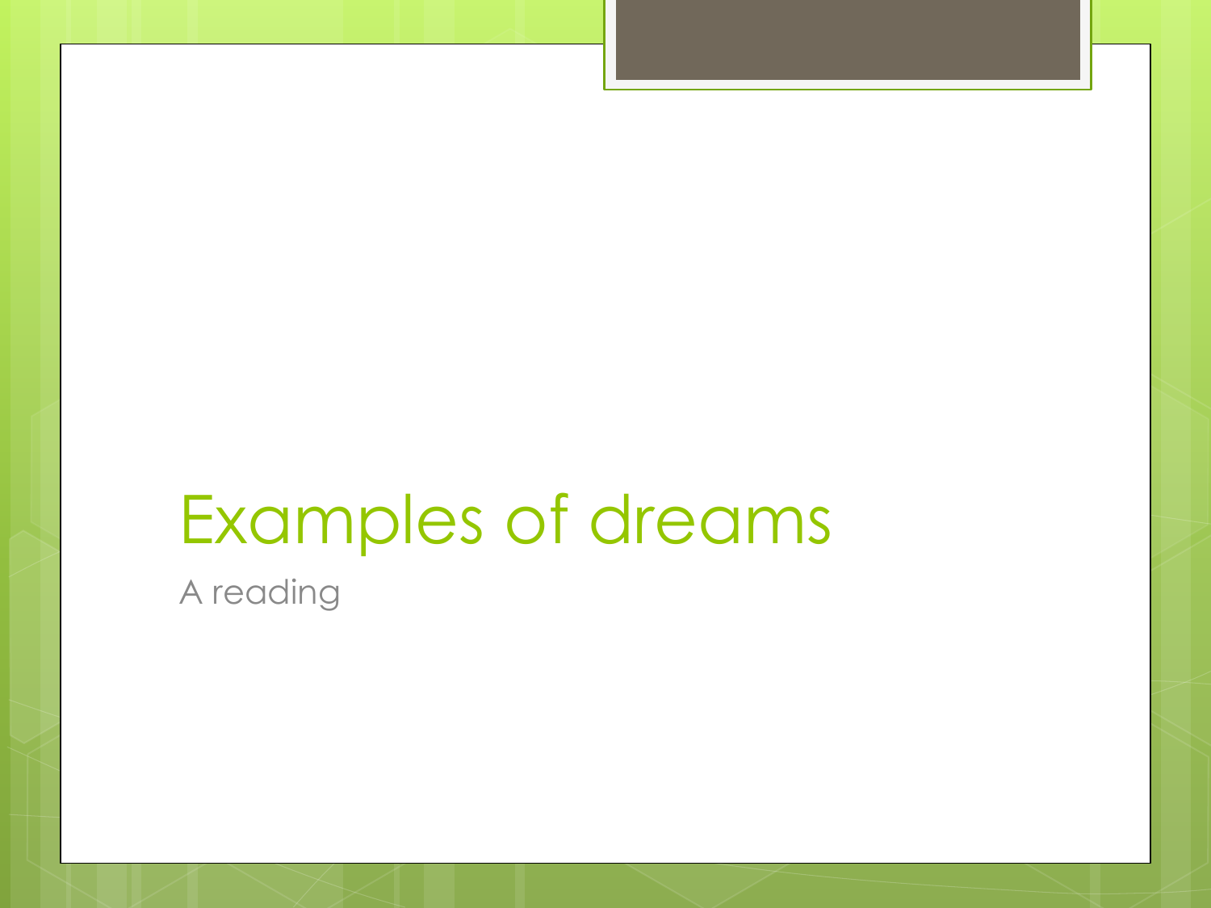# Examples of dreams

A reading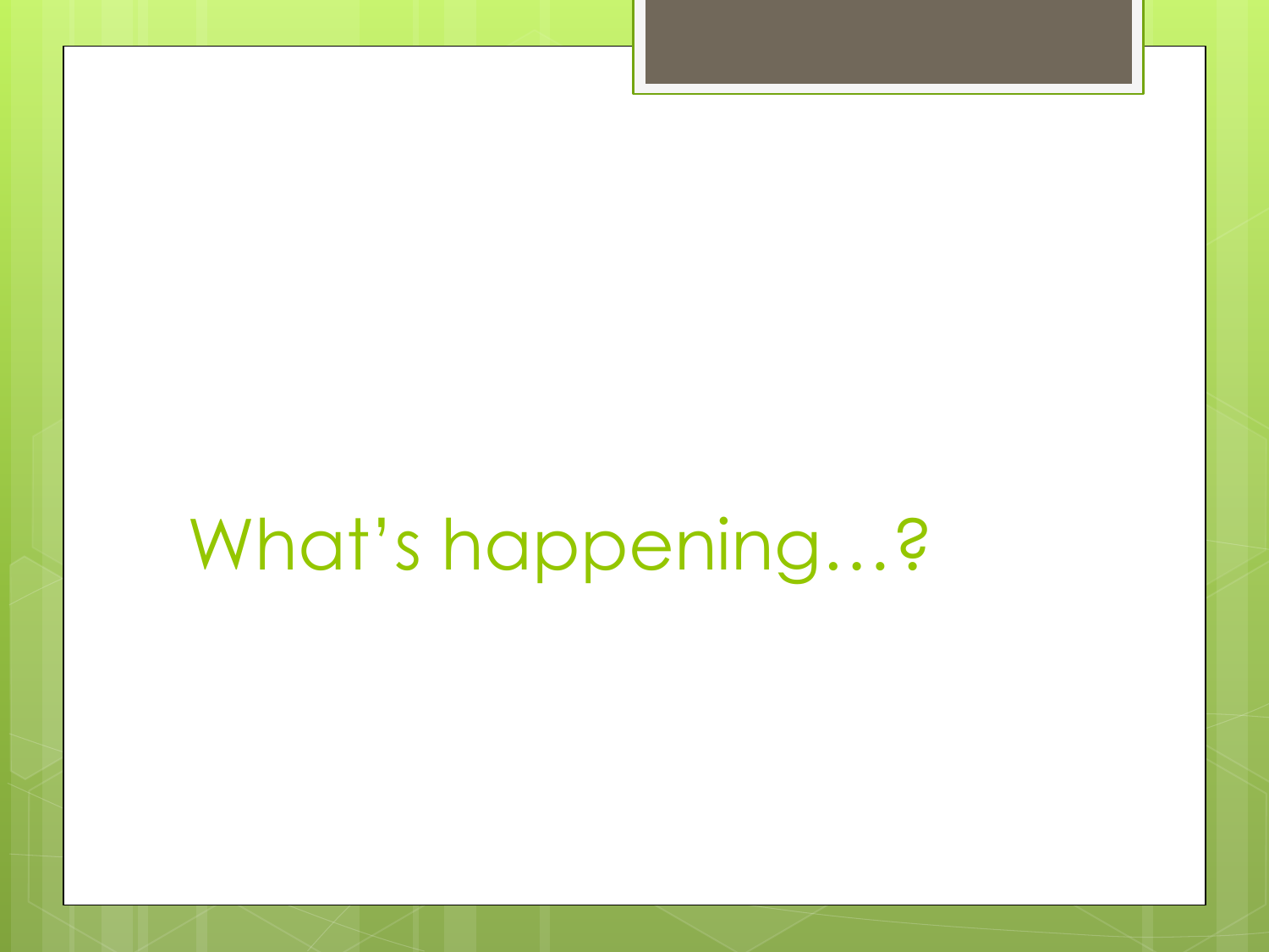# What’s happening…?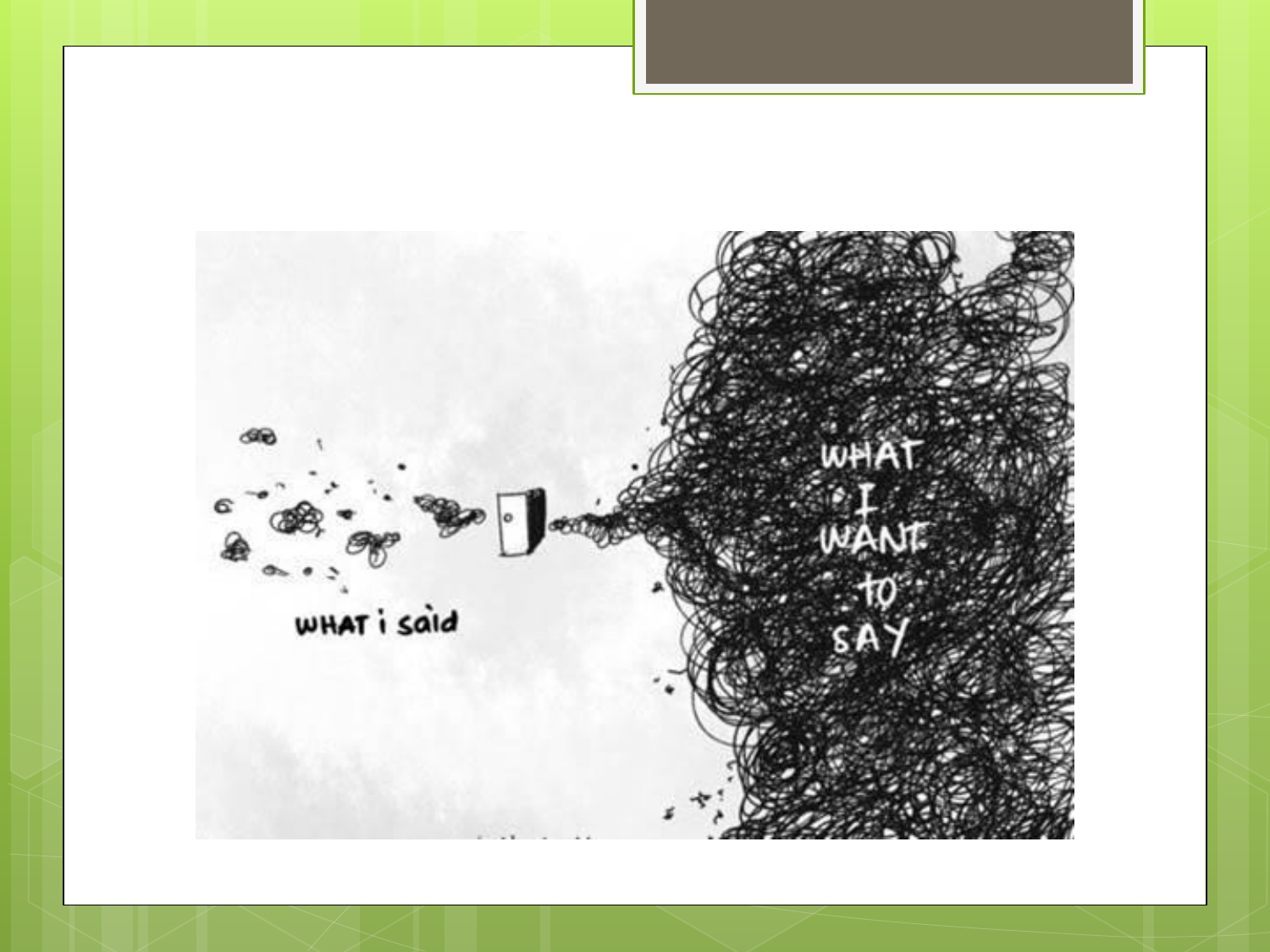WHAT i said

WHAT I WANT to SAY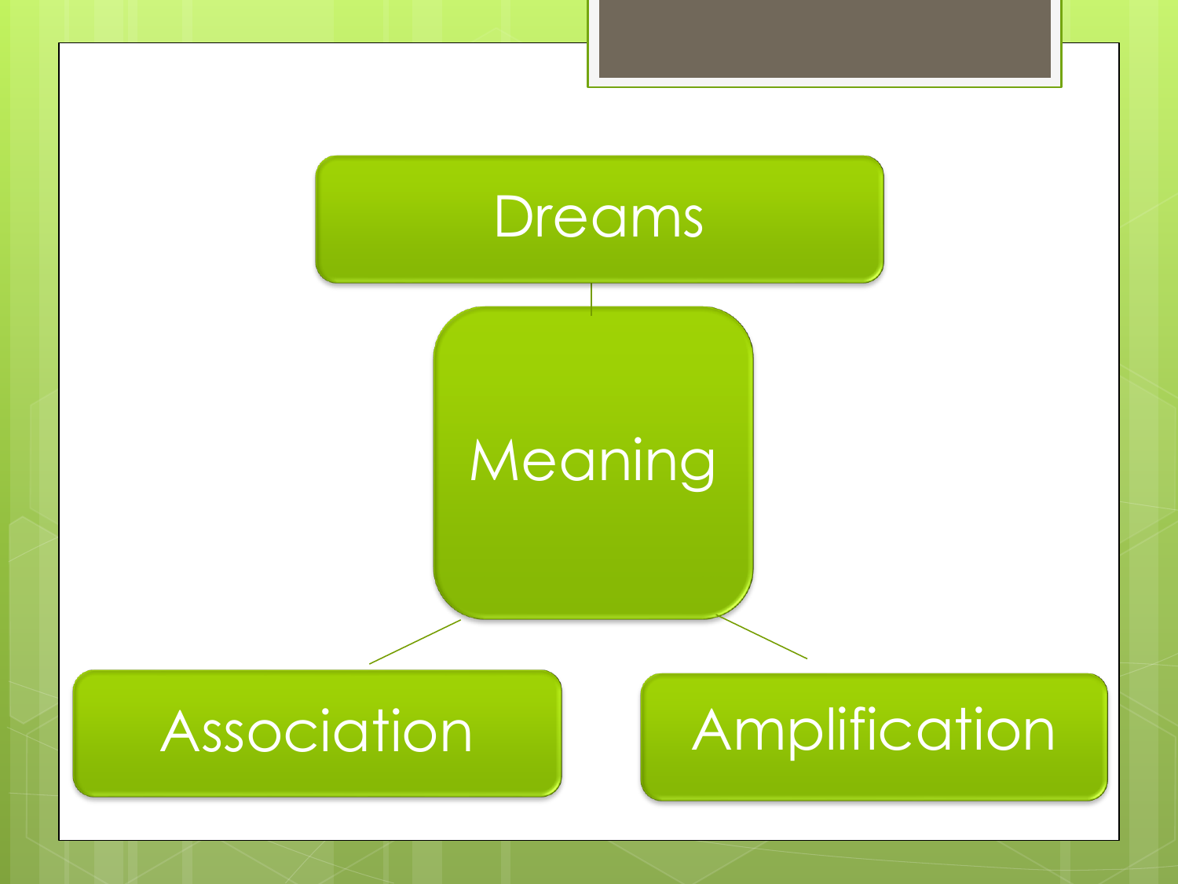Dreams

Meaning

Association

Amplification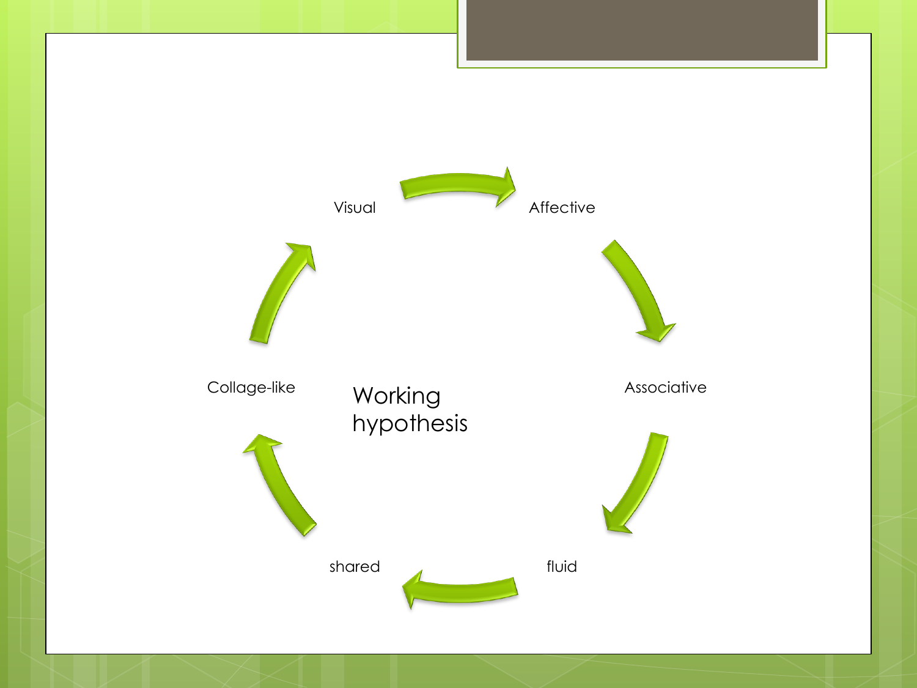Working hypothesis

- Visual
- Affective
- Associative
- fluid
- shared
- Collage-like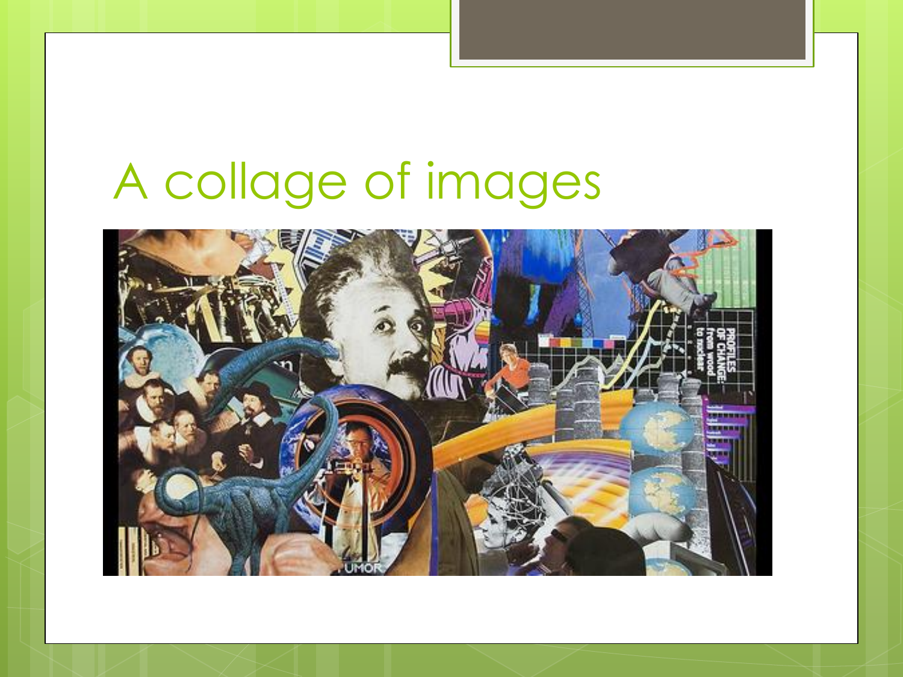# A collage of images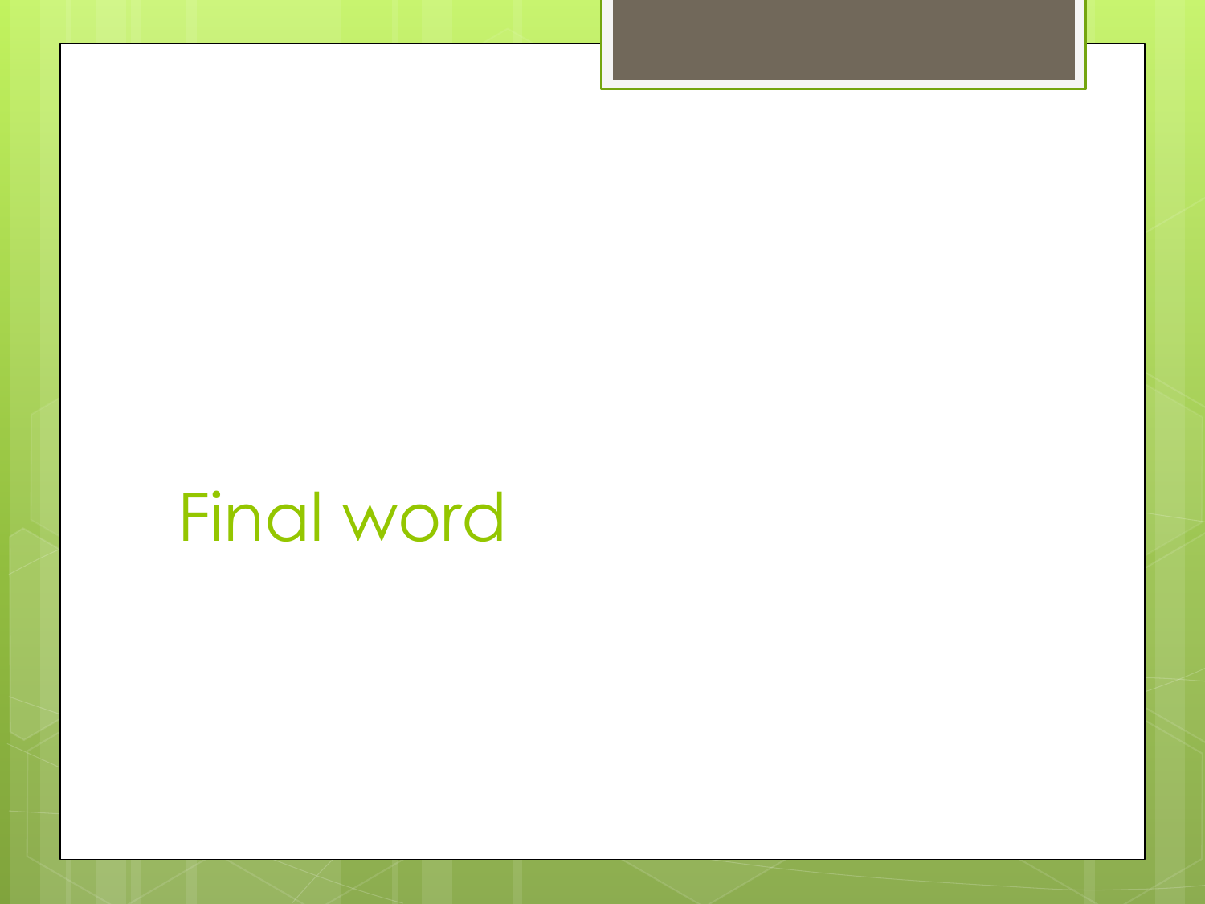# Final word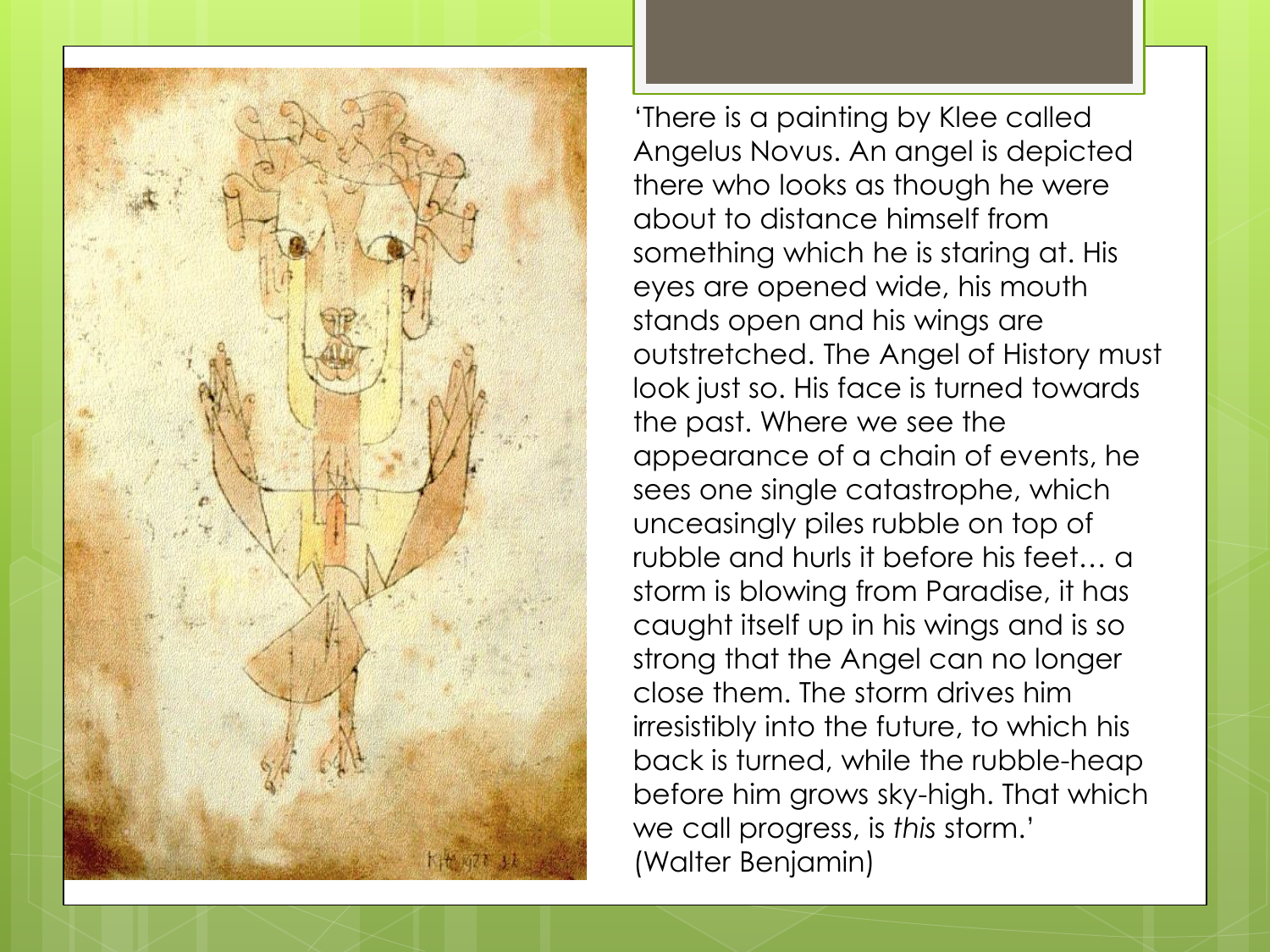'There is a painting by Klee called Angelus Novus. An angel is depicted there who looks as though he were about to distance himself from something which he is staring at. His eyes are opened wide, his mouth stands open and his wings are outstretched. The Angel of History must look just so. His face is turned towards the past. Where we see the appearance of a chain of events, he sees one single catastrophe, which unceasingly piles rubble on top of rubble and hurls it before his feet… a storm is blowing from Paradise, it has caught itself up in his wings and is so strong that the Angel can no longer close them. The storm drives him irresistibly into the future, to which his back is turned, while the rubble-heap before him grows sky-high. That which we call progress, is *this* storm.' (Walter Benjamin)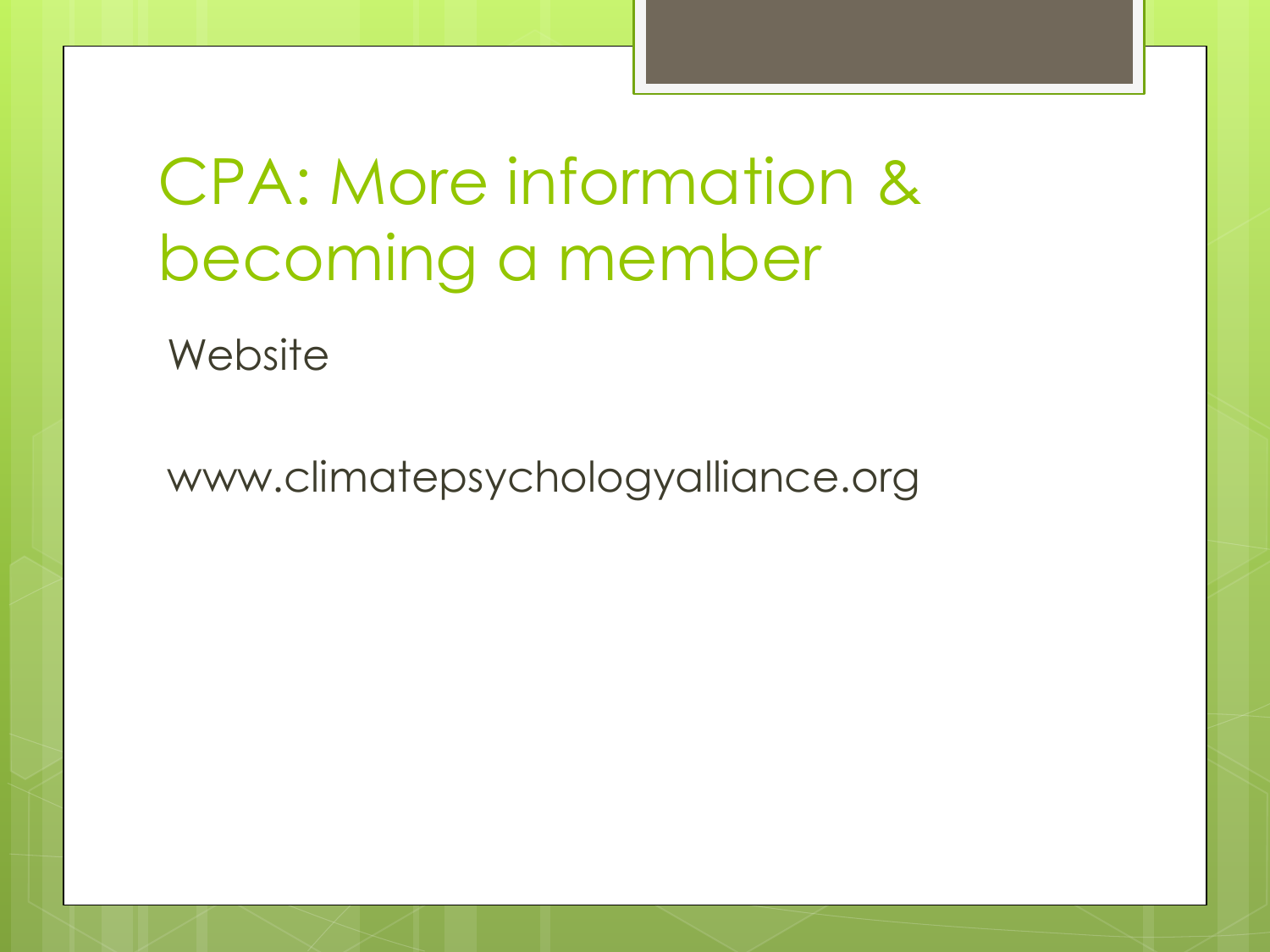# CPA: More information & becoming a member

Website

www.climatepsychologyalliance.org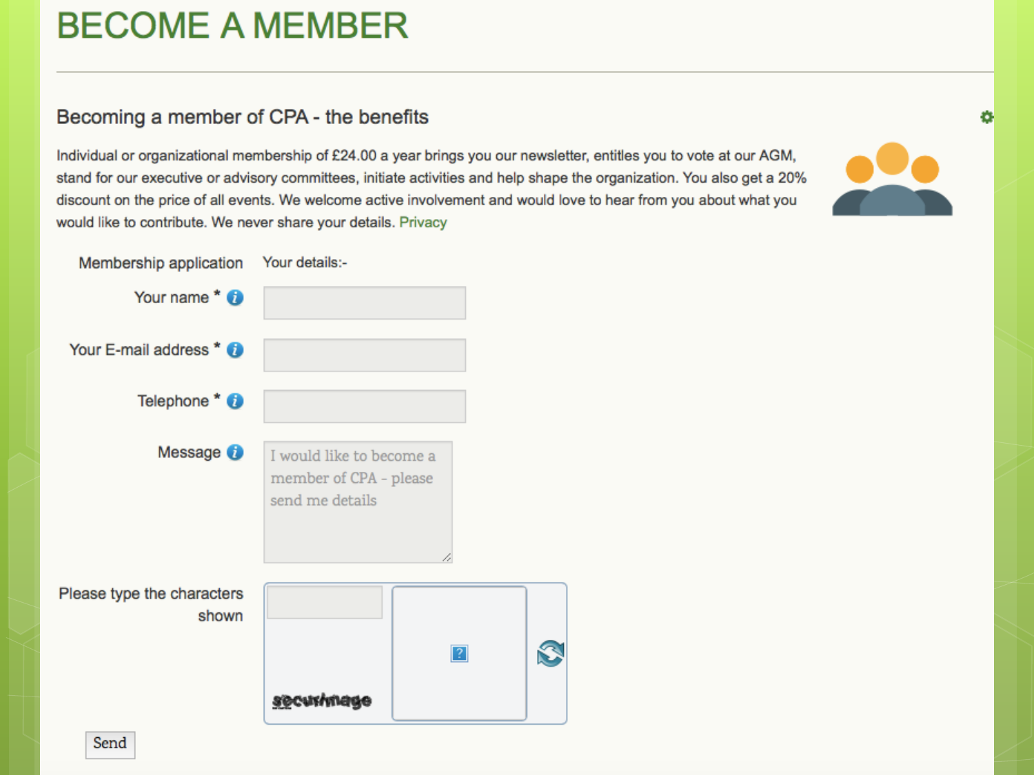# BECOME A MEMBER

## Becoming a member of CPA - the benefits

Individual or organizational membership of £24.00 a year brings you our newsletter, entitles you to vote at our AGM, stand for our executive or advisory committees, initiate activities and help shape the organization. You also get a 20% discount on the price of all events. We welcome active involvement and would love to hear from you about what you would like to contribute. We never share your details. Privacy

Membership application — Your details:-

Your name *

Your E-mail address *

Telephone *

Message: I would like to become a member of CPA - please send me details

Please type the characters shown

securimage

Send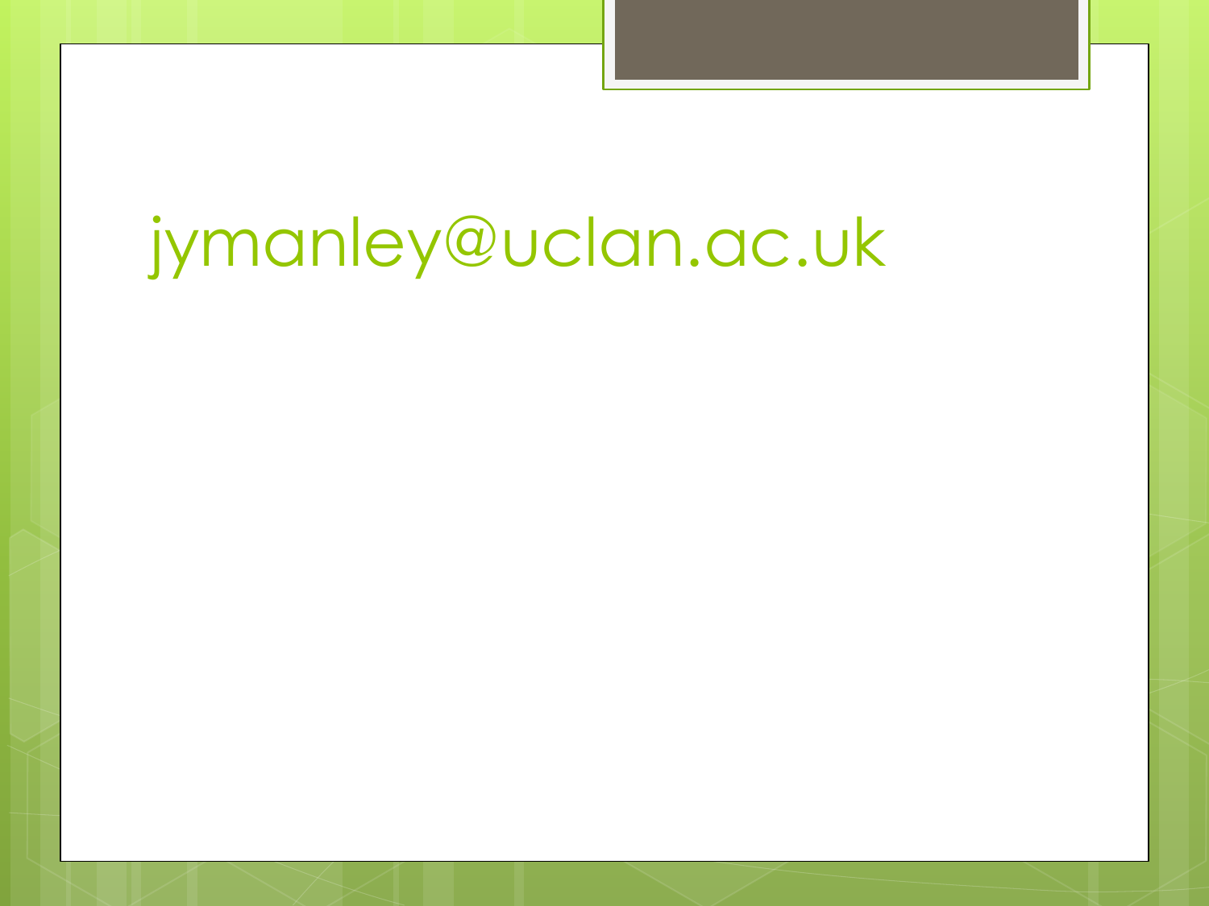jymanley@uclan.ac.uk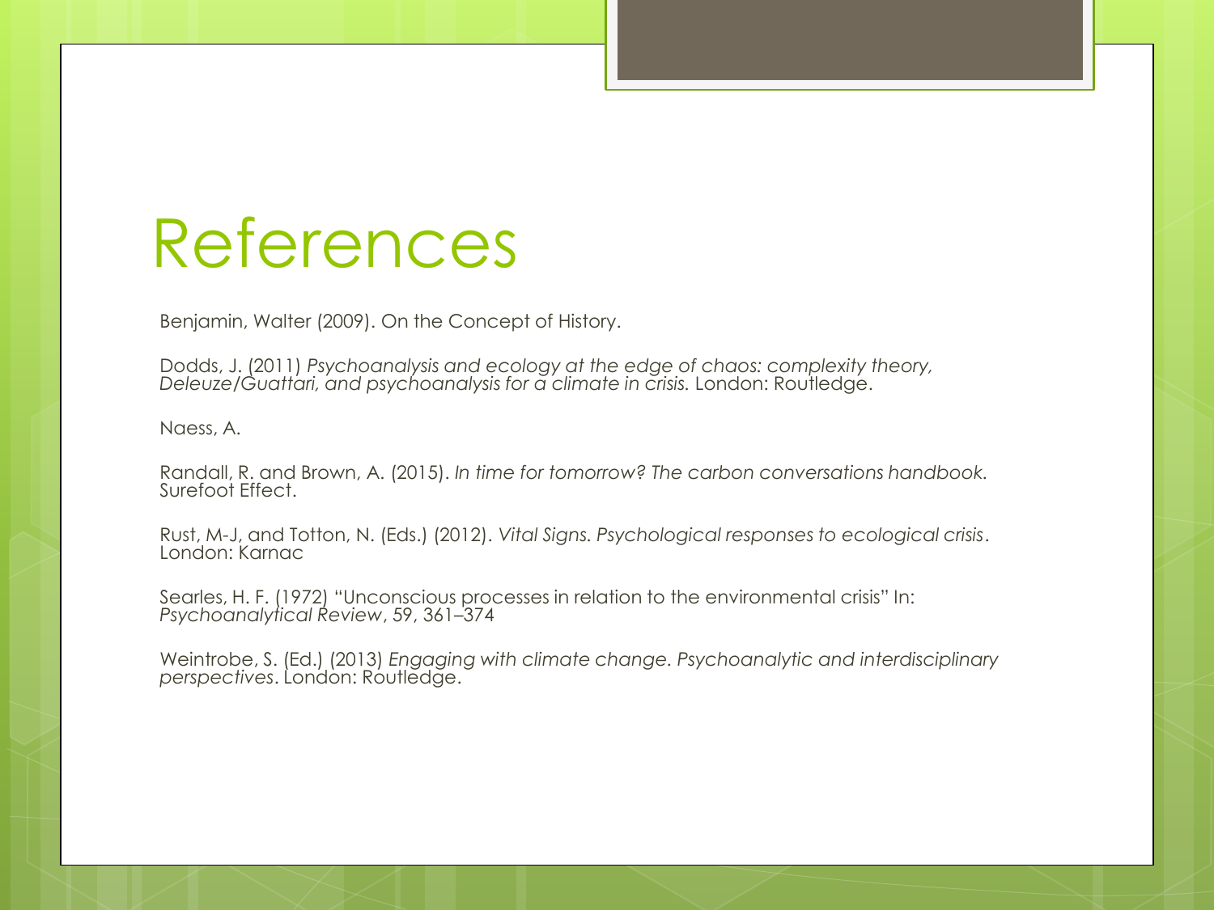# References

Benjamin, Walter (2009). On the Concept of History.

Dodds, J. (2011) *Psychoanalysis and ecology at the edge of chaos: complexity theory, Deleuze/Guattari, and psychoanalysis for a climate in crisis.* London: Routledge.

Naess, A.

Randall, R. and Brown, A. (2015). *In time for tomorrow? The carbon conversations handbook.* Surefoot Effect.

Rust, M-J, and Totton, N. (Eds.) (2012). *Vital Signs. Psychological responses to ecological crisis*. London: Karnac

Searles, H. F. (1972) "Unconscious processes in relation to the environmental crisis" In: *Psychoanalytical Review*, 59, 361–374

Weintrobe, S. (Ed.) (2013) *Engaging with climate change. Psychoanalytic and interdisciplinary perspectives*. London: Routledge.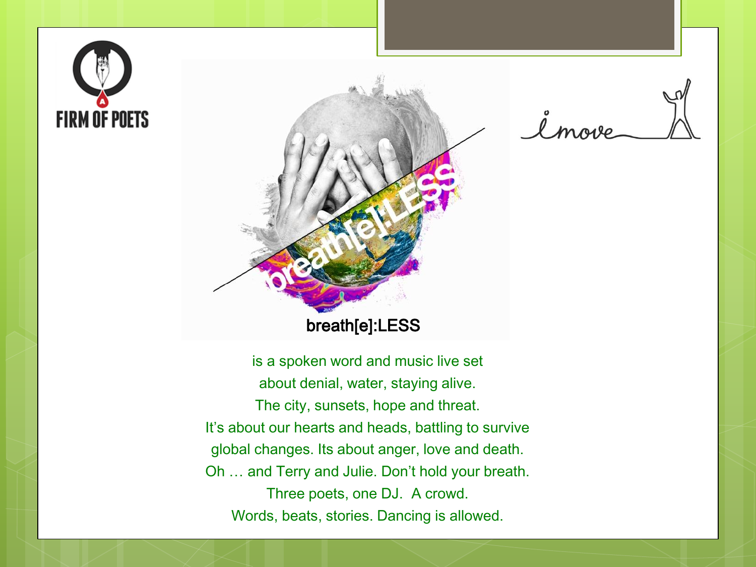FIRM OF POETS

imove

breath[e]:LESS

is a spoken word and music live set
about denial, water, staying alive.
The city, sunsets, hope and threat.
It's about our hearts and heads, battling to survive
global changes. Its about anger, love and death.
Oh … and Terry and Julie. Don't hold your breath.
Three poets, one DJ.  A crowd.
Words, beats, stories. Dancing is allowed.